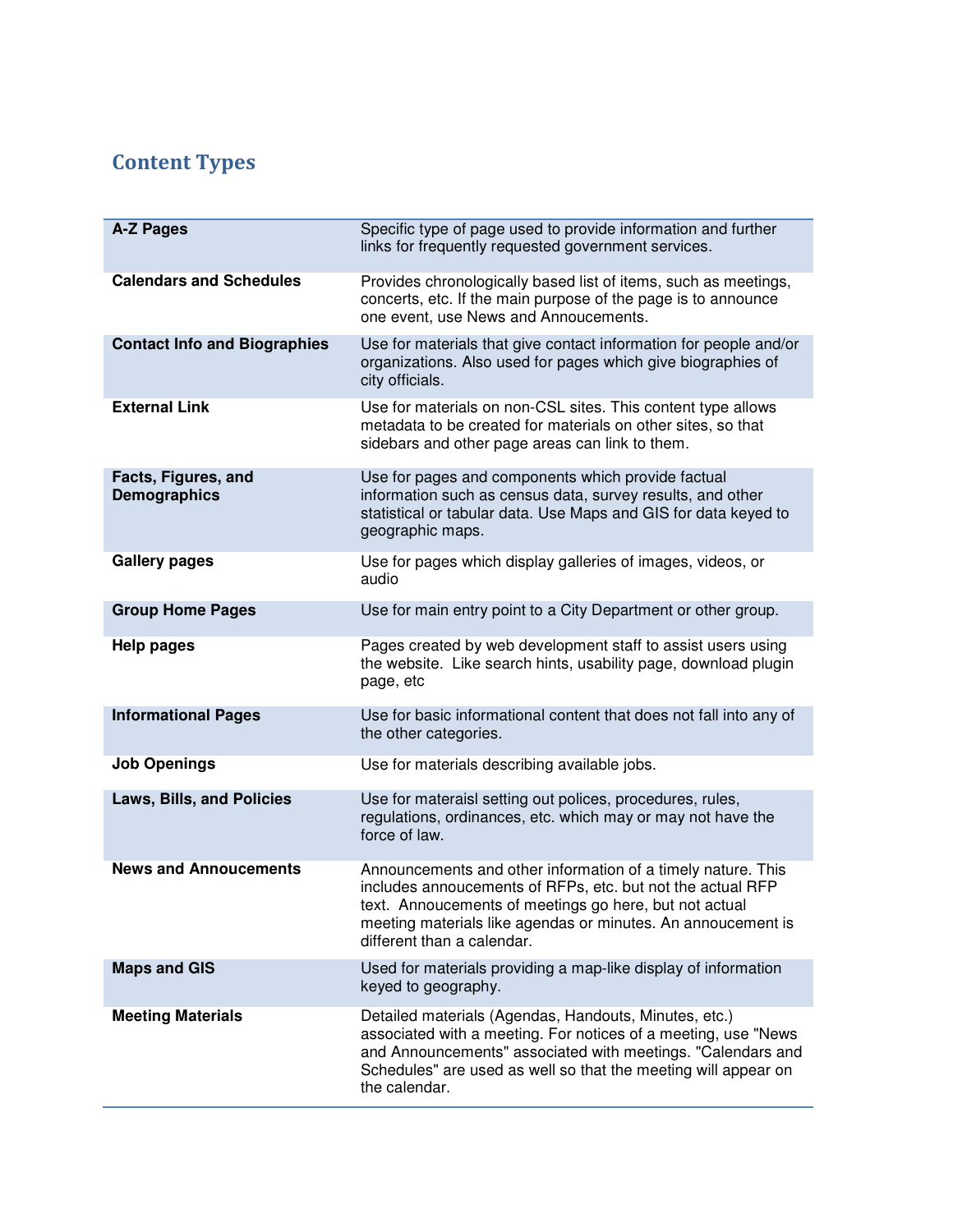## Content Types

| | |
|---|---|
| **A-Z Pages** | Specific type of page used to provide information and further links for frequently requested government services. |
| **Calendars and Schedules** | Provides chronologically based list of items, such as meetings, concerts, etc. If the main purpose of the page is to announce one event, use News and Annoucements. |
| **Contact Info and Biographies** | Use for materials that give contact information for people and/or organizations. Also used for pages which give biographies of city officials. |
| **External Link** | Use for materials on non-CSL sites. This content type allows metadata to be created for materials on other sites, so that sidebars and other page areas can link to them. |
| **Facts, Figures, and Demographics** | Use for pages and components which provide factual information such as census data, survey results, and other statistical or tabular data. Use Maps and GIS for data keyed to geographic maps. |
| **Gallery pages** | Use for pages which display galleries of images, videos, or audio |
| **Group Home Pages** | Use for main entry point to a City Department or other group. |
| **Help pages** | Pages created by web development staff to assist users using the website. Like search hints, usability page, download plugin page, etc |
| **Informational Pages** | Use for basic informational content that does not fall into any of the other categories. |
| **Job Openings** | Use for materials describing available jobs. |
| **Laws, Bills, and Policies** | Use for materaisl setting out polices, procedures, rules, regulations, ordinances, etc. which may or may not have the force of law. |
| **News and Annoucements** | Announcements and other information of a timely nature. This includes annoucements of RFPs, etc. but not the actual RFP text. Annoucements of meetings go here, but not actual meeting materials like agendas or minutes. An annoucement is different than a calendar. |
| **Maps and GIS** | Used for materials providing a map-like display of information keyed to geography. |
| **Meeting Materials** | Detailed materials (Agendas, Handouts, Minutes, etc.) associated with a meeting. For notices of a meeting, use "News and Announcements" associated with meetings. "Calendars and Schedules" are used as well so that the meeting will appear on the calendar. |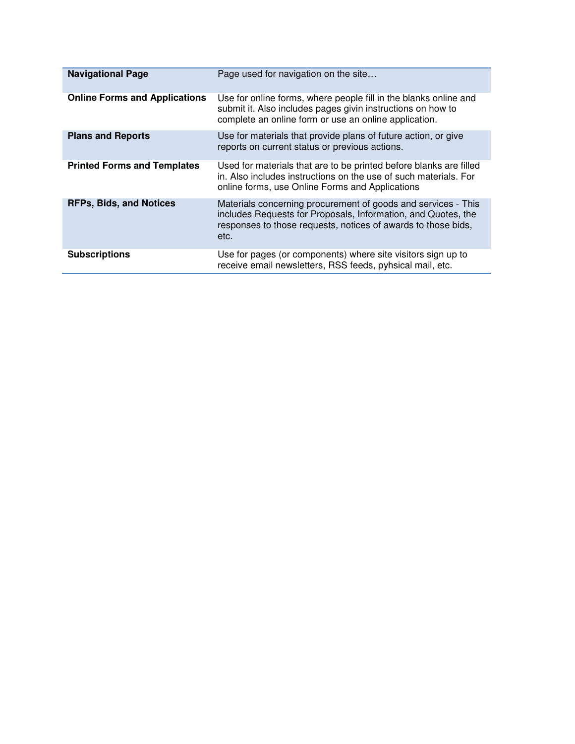| | |
|---|---|
| **Navigational Page** | Page used for navigation on the site… |
| **Online Forms and Applications** | Use for online forms, where people fill in the blanks online and submit it. Also includes pages givin instructions on how to complete an online form or use an online application. |
| **Plans and Reports** | Use for materials that provide plans of future action, or give reports on current status or previous actions. |
| **Printed Forms and Templates** | Used for materials that are to be printed before blanks are filled in. Also includes instructions on the use of such materials. For online forms, use Online Forms and Applications |
| **RFPs, Bids, and Notices** | Materials concerning procurement of goods and services - This includes Requests for Proposals, Information, and Quotes, the responses to those requests, notices of awards to those bids, etc. |
| **Subscriptions** | Use for pages (or components) where site visitors sign up to receive email newsletters, RSS feeds, pyhsical mail, etc. |